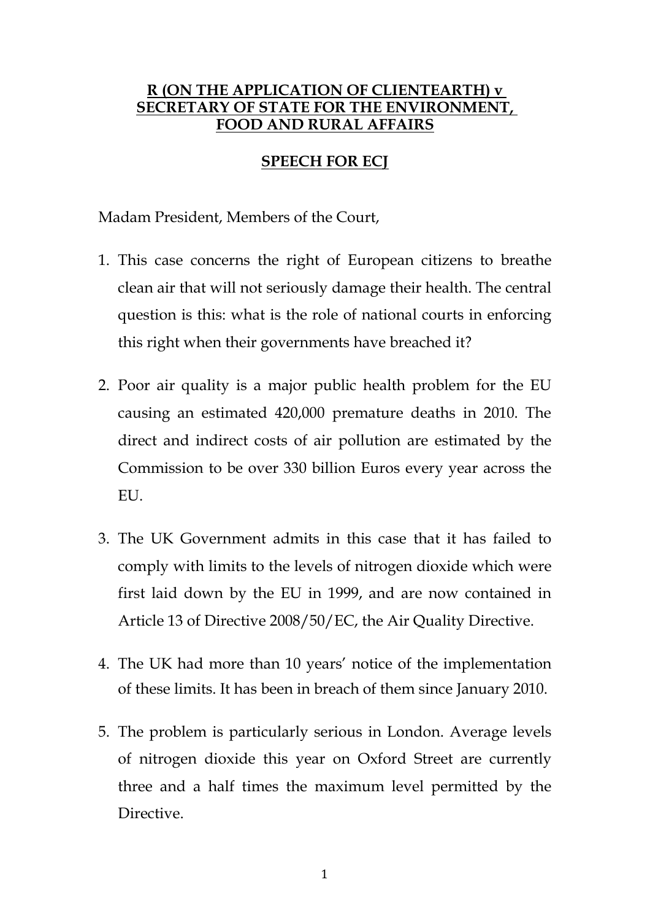**R (ON THE APPLICATION OF CLIENTEARTH) v SECRETARY OF STATE FOR THE ENVIRONMENT, FOOD AND RURAL AFFAIRS**

**SPEECH FOR ECJ**

Madam President, Members of the Court,

1. This case concerns the right of European citizens to breathe clean air that will not seriously damage their health. The central question is this: what is the role of national courts in enforcing this right when their governments have breached it?

2. Poor air quality is a major public health problem for the EU causing an estimated 420,000 premature deaths in 2010. The direct and indirect costs of air pollution are estimated by the Commission to be over 330 billion Euros every year across the EU.

3. The UK Government admits in this case that it has failed to comply with limits to the levels of nitrogen dioxide which were first laid down by the EU in 1999, and are now contained in Article 13 of Directive 2008/50/EC, the Air Quality Directive.

4. The UK had more than 10 years' notice of the implementation of these limits. It has been in breach of them since January 2010.

5. The problem is particularly serious in London. Average levels of nitrogen dioxide this year on Oxford Street are currently three and a half times the maximum level permitted by the Directive.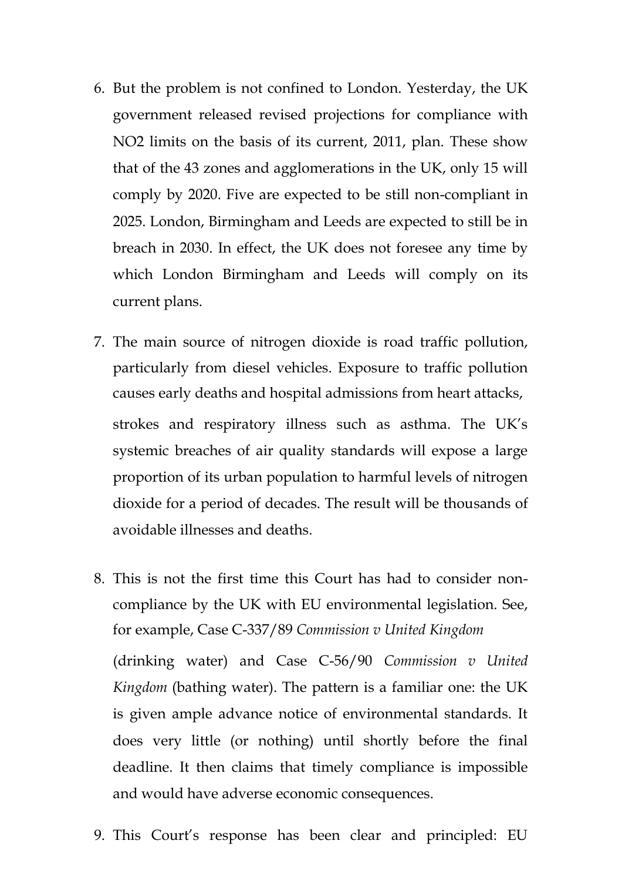6. But the problem is not confined to London. Yesterday, the UK government released revised projections for compliance with $NO_2$ limits on the basis of its current, 2011, plan. These show that of the 43 zones and agglomerations in the UK, only 15 will comply by 2020. Five are expected to be still non-compliant in 2025. London, Birmingham and Leeds are expected to still be in breach in 2030. In effect, the UK does not foresee any time by which London Birmingham and Leeds will comply on its current plans.

7. The main source of nitrogen dioxide is road traffic pollution, particularly from diesel vehicles. Exposure to traffic pollution causes early deaths and hospital admissions from heart attacks, strokes and respiratory illness such as asthma. The UK's systemic breaches of air quality standards will expose a large proportion of its urban population to harmful levels of nitrogen dioxide for a period of decades. The result will be thousands of avoidable illnesses and deaths.

8. This is not the first time this Court has had to consider non-compliance by the UK with EU environmental legislation. See, for example, Case C-337/89 *Commission v United Kingdom* (drinking water) and Case C-56/90 *Commission v United Kingdom* (bathing water). The pattern is a familiar one: the UK is given ample advance notice of environmental standards. It does very little (or nothing) until shortly before the final deadline. It then claims that timely compliance is impossible and would have adverse economic consequences.

9. This Court's response has been clear and principled: EU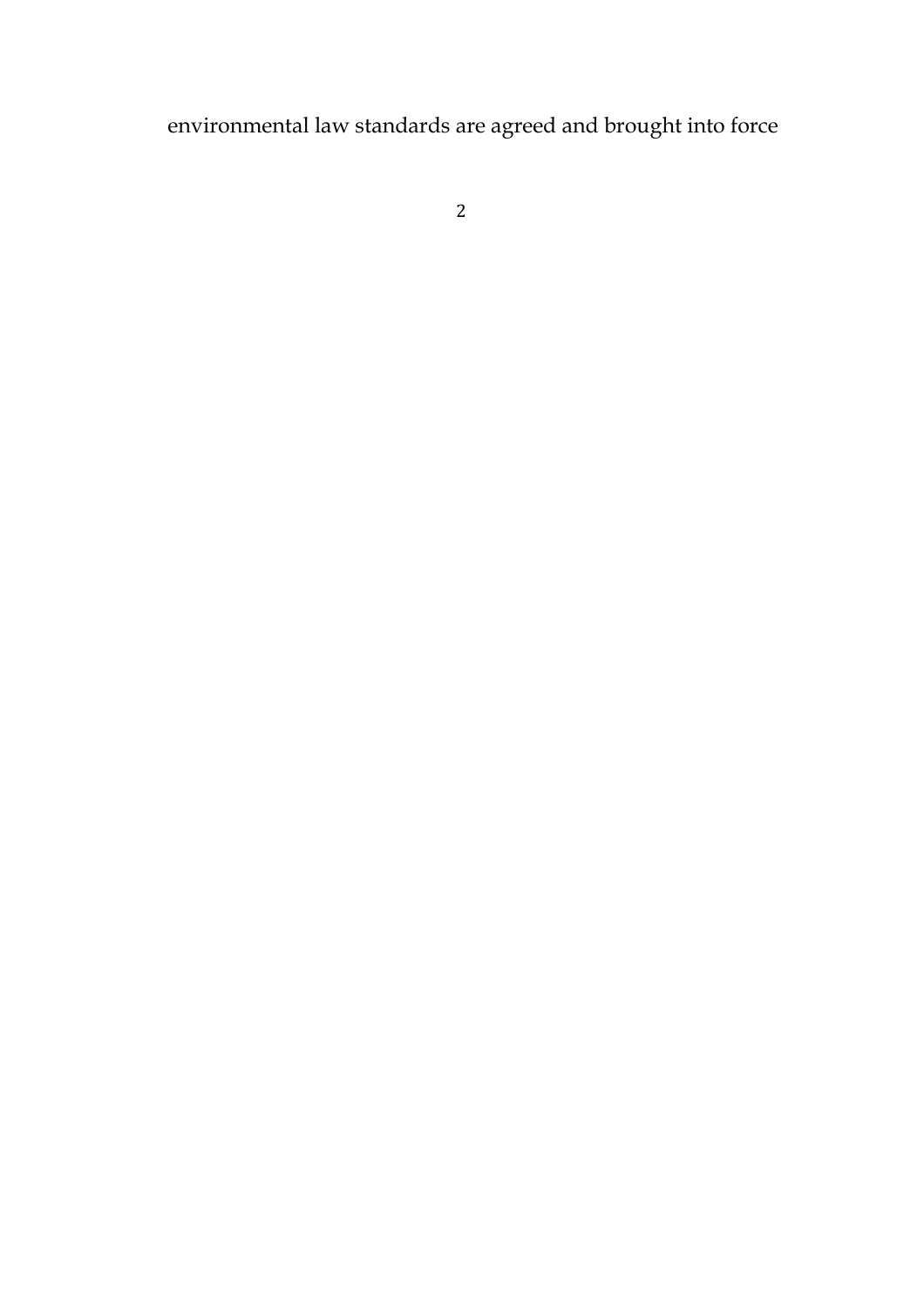environmental law standards are agreed and brought into force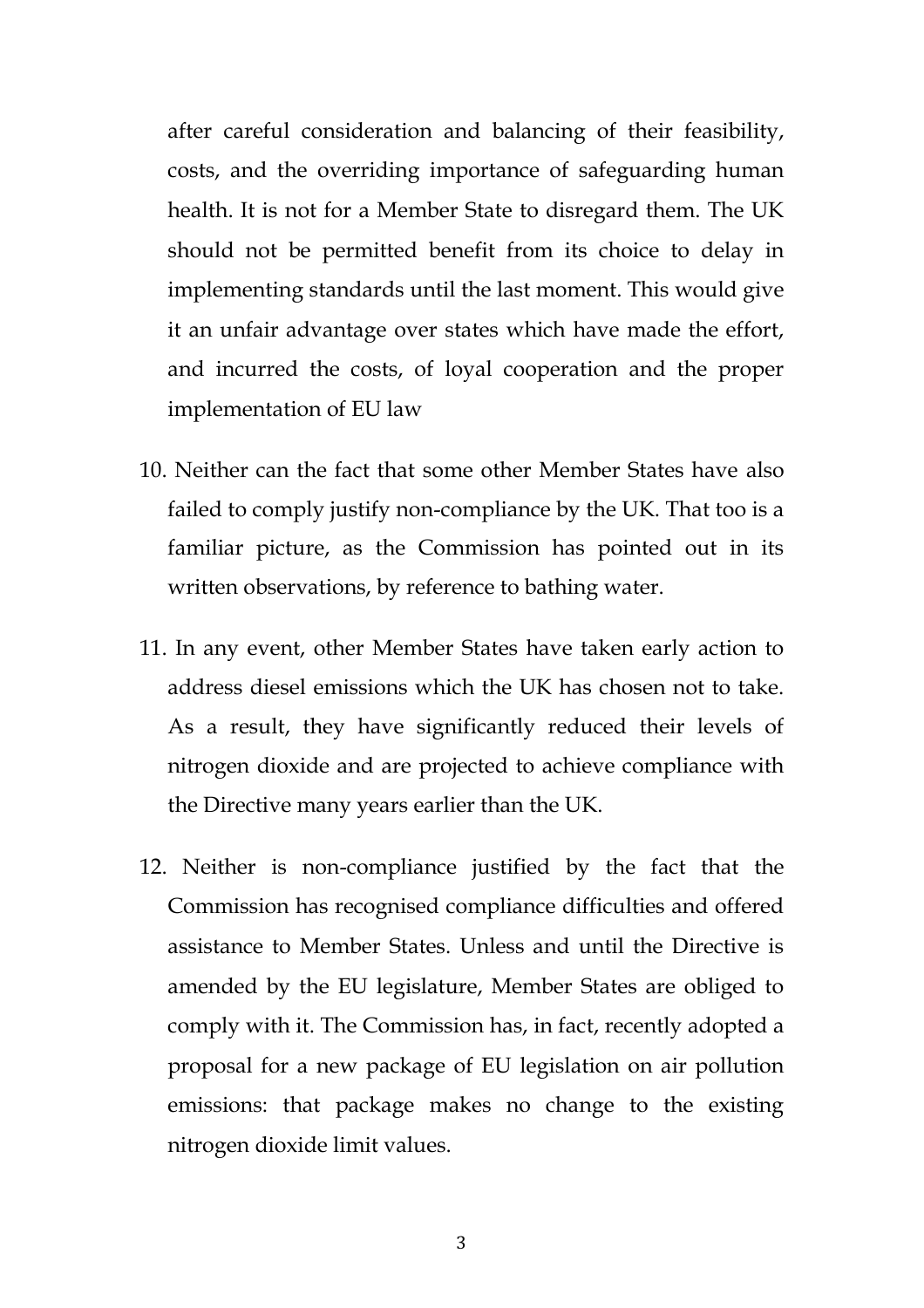after careful consideration and balancing of their feasibility, costs, and the overriding importance of safeguarding human health. It is not for a Member State to disregard them. The UK should not be permitted benefit from its choice to delay in implementing standards until the last moment. This would give it an unfair advantage over states which have made the effort, and incurred the costs, of loyal cooperation and the proper implementation of EU law

10. Neither can the fact that some other Member States have also failed to comply justify non-compliance by the UK. That too is a familiar picture, as the Commission has pointed out in its written observations, by reference to bathing water.

11. In any event, other Member States have taken early action to address diesel emissions which the UK has chosen not to take. As a result, they have significantly reduced their levels of nitrogen dioxide and are projected to achieve compliance with the Directive many years earlier than the UK.

12. Neither is non-compliance justified by the fact that the Commission has recognised compliance difficulties and offered assistance to Member States. Unless and until the Directive is amended by the EU legislature, Member States are obliged to comply with it. The Commission has, in fact, recently adopted a proposal for a new package of EU legislation on air pollution emissions: that package makes no change to the existing nitrogen dioxide limit values.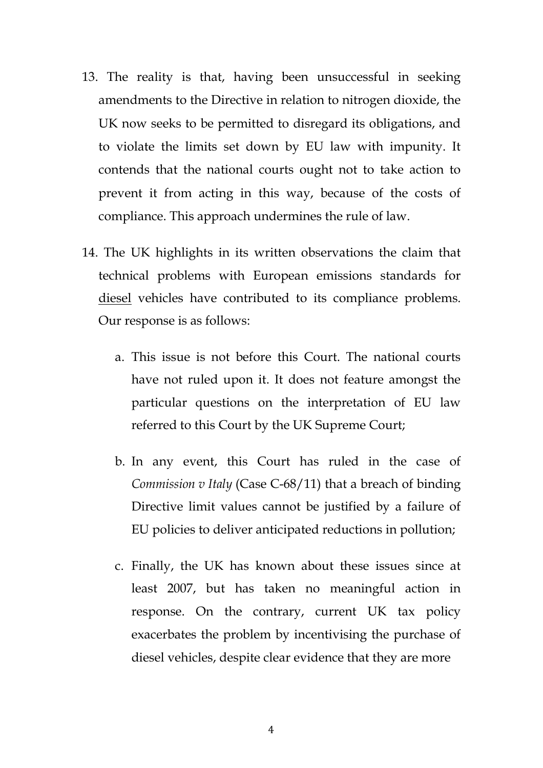13. The reality is that, having been unsuccessful in seeking amendments to the Directive in relation to nitrogen dioxide, the UK now seeks to be permitted to disregard its obligations, and to violate the limits set down by EU law with impunity. It contends that the national courts ought not to take action to prevent it from acting in this way, because of the costs of compliance. This approach undermines the rule of law.

14. The UK highlights in its written observations the claim that technical problems with European emissions standards for <u>diesel</u> vehicles have contributed to its compliance problems. Our response is as follows:

    a. This issue is not before this Court. The national courts have not ruled upon it. It does not feature amongst the particular questions on the interpretation of EU law referred to this Court by the UK Supreme Court;

    b. In any event, this Court has ruled in the case of *Commission v Italy* (Case C-68/11) that a breach of binding Directive limit values cannot be justified by a failure of EU policies to deliver anticipated reductions in pollution;

    c. Finally, the UK has known about these issues since at least 2007, but has taken no meaningful action in response. On the contrary, current UK tax policy exacerbates the problem by incentivising the purchase of diesel vehicles, despite clear evidence that they are more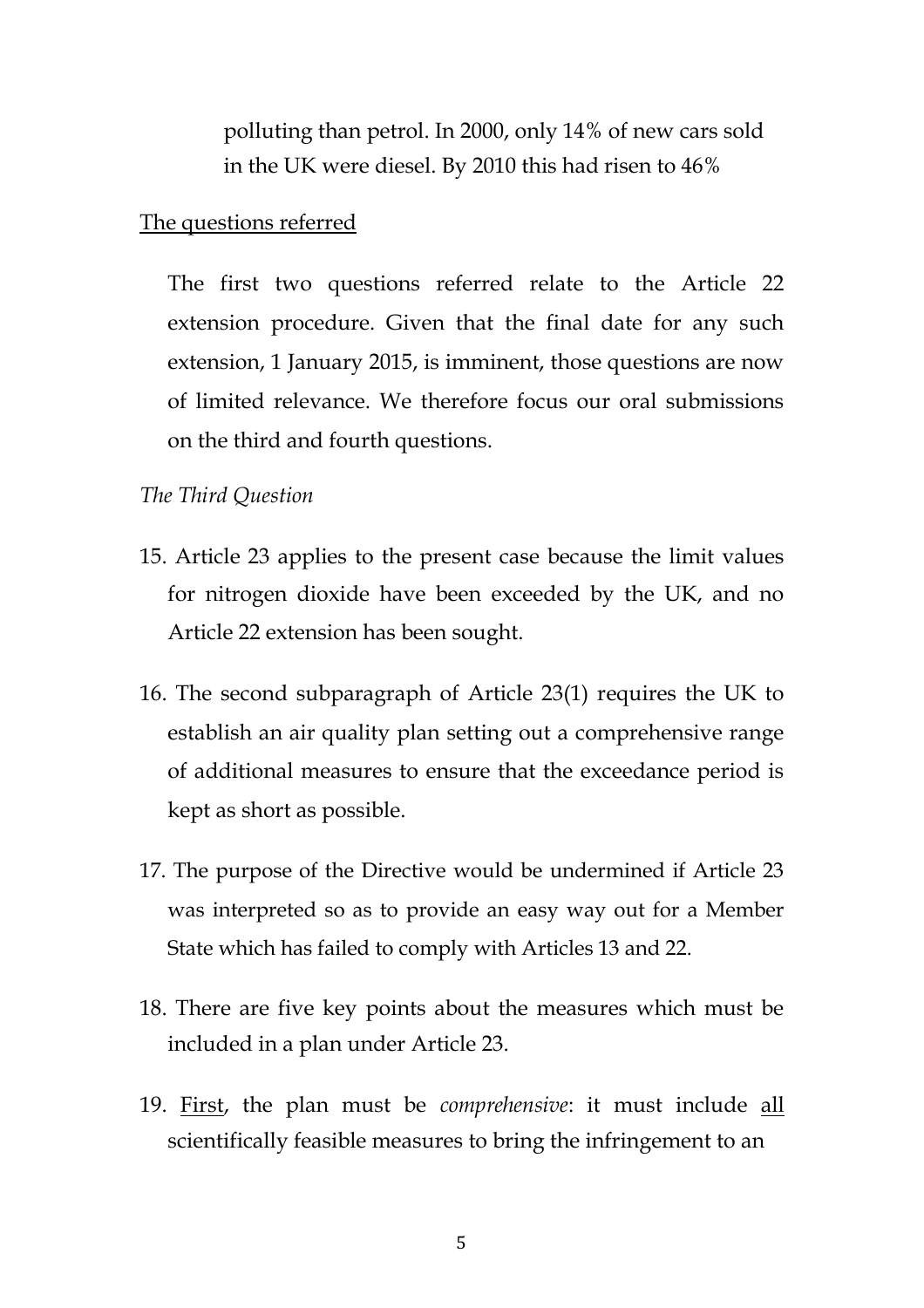polluting than petrol. In 2000, only 14% of new cars sold in the UK were diesel. By 2010 this had risen to 46%

<u>The questions referred</u>

The first two questions referred relate to the Article 22 extension procedure. Given that the final date for any such extension, 1 January 2015, is imminent, those questions are now of limited relevance. We therefore focus our oral submissions on the third and fourth questions.

*The Third Question*

15. Article 23 applies to the present case because the limit values for nitrogen dioxide have been exceeded by the UK, and no Article 22 extension has been sought.

16. The second subparagraph of Article 23(1) requires the UK to establish an air quality plan setting out a comprehensive range of additional measures to ensure that the exceedance period is kept as short as possible.

17. The purpose of the Directive would be undermined if Article 23 was interpreted so as to provide an easy way out for a Member State which has failed to comply with Articles 13 and 22.

18. There are five key points about the measures which must be included in a plan under Article 23.

19. <u>First</u>, the plan must be *comprehensive*: it must include <u>all</u> scientifically feasible measures to bring the infringement to an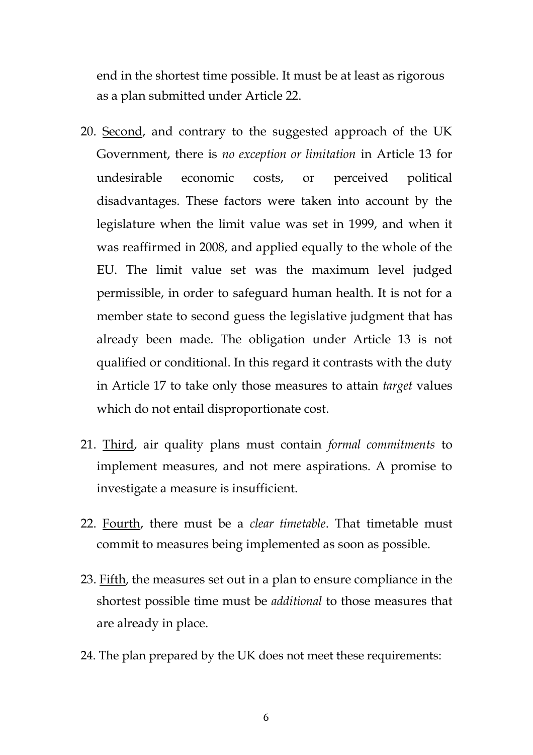end in the shortest time possible. It must be at least as rigorous as a plan submitted under Article 22.

20. <u>Second</u>, and contrary to the suggested approach of the UK Government, there is *no exception or limitation* in Article 13 for undesirable economic costs, or perceived political disadvantages. These factors were taken into account by the legislature when the limit value was set in 1999, and when it was reaffirmed in 2008, and applied equally to the whole of the EU. The limit value set was the maximum level judged permissible, in order to safeguard human health. It is not for a member state to second guess the legislative judgment that has already been made. The obligation under Article 13 is not qualified or conditional. In this regard it contrasts with the duty in Article 17 to take only those measures to attain *target* values which do not entail disproportionate cost.

21. <u>Third</u>, air quality plans must contain *formal commitments* to implement measures, and not mere aspirations. A promise to investigate a measure is insufficient.

22. <u>Fourth</u>, there must be a *clear timetable*. That timetable must commit to measures being implemented as soon as possible.

23. <u>Fifth</u>, the measures set out in a plan to ensure compliance in the shortest possible time must be *additional* to those measures that are already in place.

24. The plan prepared by the UK does not meet these requirements: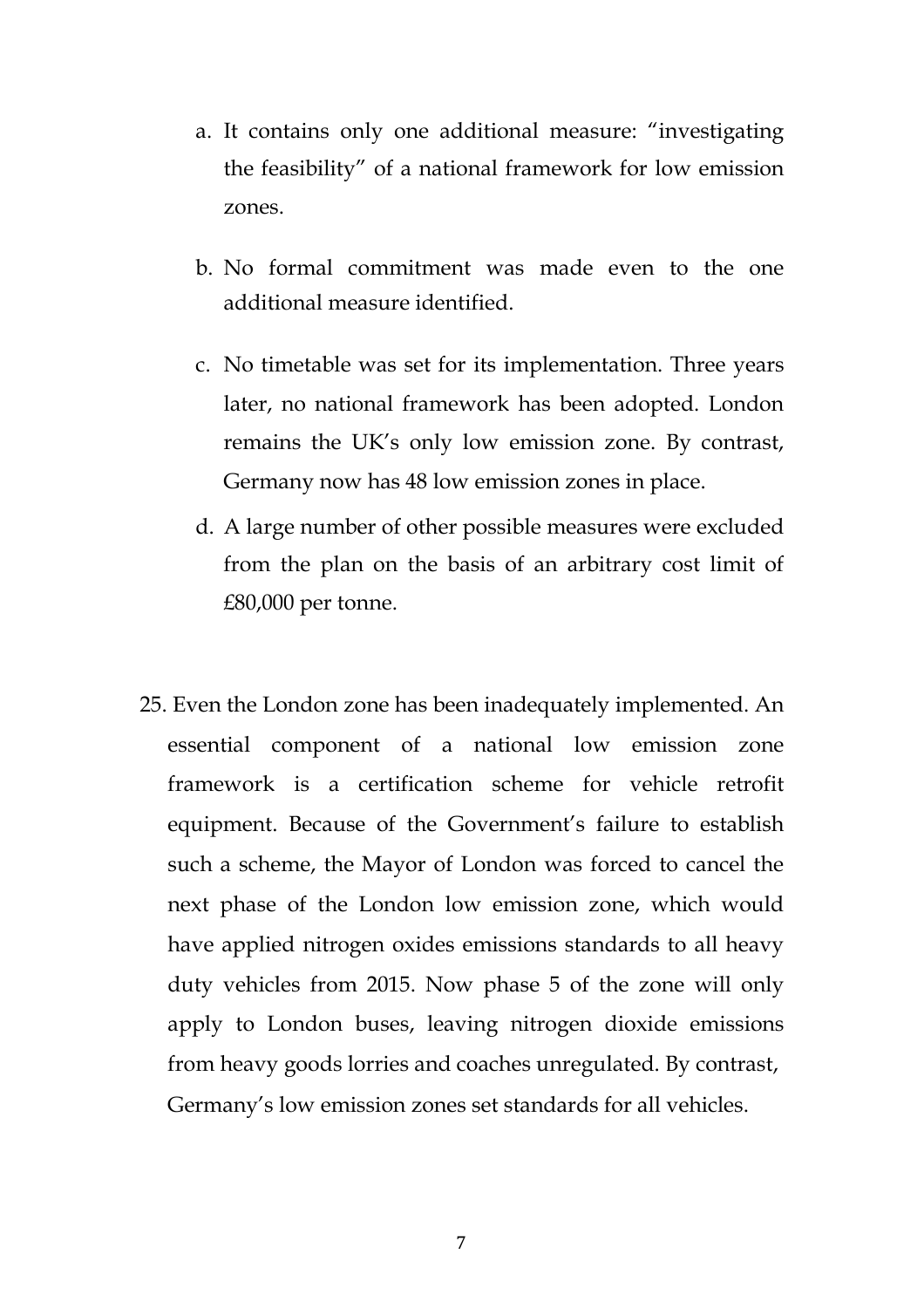a. It contains only one additional measure: "investigating the feasibility" of a national framework for low emission zones.

b. No formal commitment was made even to the one additional measure identified.

c. No timetable was set for its implementation. Three years later, no national framework has been adopted. London remains the UK's only low emission zone. By contrast, Germany now has 48 low emission zones in place.

d. A large number of other possible measures were excluded from the plan on the basis of an arbitrary cost limit of £80,000 per tonne.

25. Even the London zone has been inadequately implemented. An essential component of a national low emission zone framework is a certification scheme for vehicle retrofit equipment. Because of the Government's failure to establish such a scheme, the Mayor of London was forced to cancel the next phase of the London low emission zone, which would have applied nitrogen oxides emissions standards to all heavy duty vehicles from 2015. Now phase 5 of the zone will only apply to London buses, leaving nitrogen dioxide emissions from heavy goods lorries and coaches unregulated. By contrast, Germany's low emission zones set standards for all vehicles.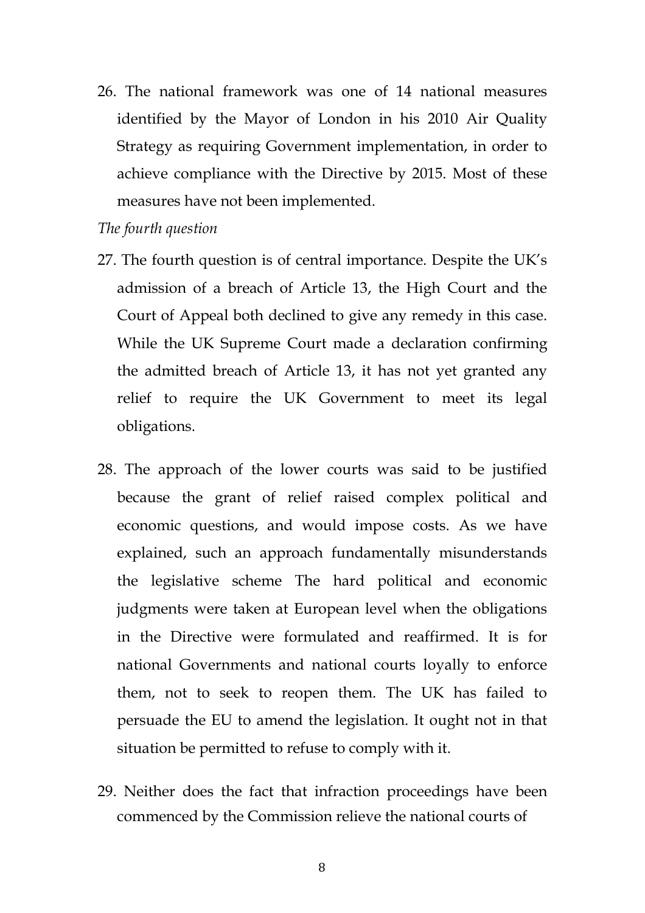26. The national framework was one of 14 national measures identified by the Mayor of London in his 2010 Air Quality Strategy as requiring Government implementation, in order to achieve compliance with the Directive by 2015. Most of these measures have not been implemented.

*The fourth question*

27. The fourth question is of central importance. Despite the UK's admission of a breach of Article 13, the High Court and the Court of Appeal both declined to give any remedy in this case. While the UK Supreme Court made a declaration confirming the admitted breach of Article 13, it has not yet granted any relief to require the UK Government to meet its legal obligations.

28. The approach of the lower courts was said to be justified because the grant of relief raised complex political and economic questions, and would impose costs. As we have explained, such an approach fundamentally misunderstands the legislative scheme The hard political and economic judgments were taken at European level when the obligations in the Directive were formulated and reaffirmed. It is for national Governments and national courts loyally to enforce them, not to seek to reopen them. The UK has failed to persuade the EU to amend the legislation. It ought not in that situation be permitted to refuse to comply with it.

29. Neither does the fact that infraction proceedings have been commenced by the Commission relieve the national courts of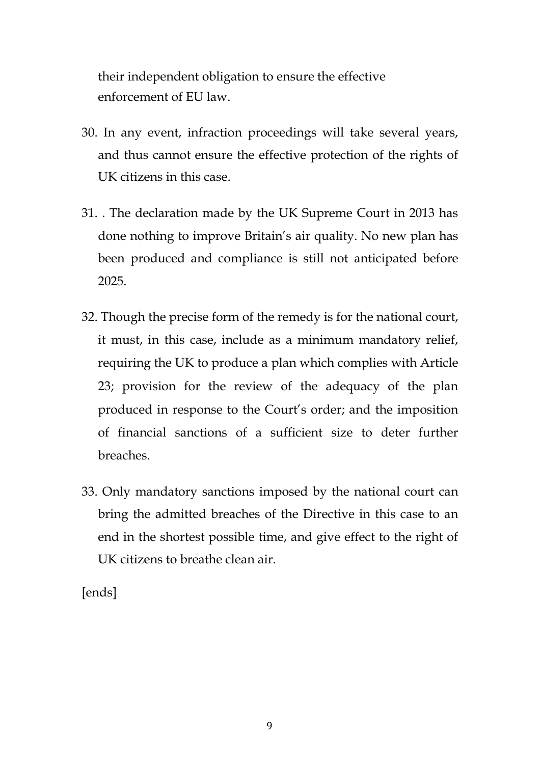their independent obligation to ensure the effective enforcement of EU law.

30. In any event, infraction proceedings will take several years, and thus cannot ensure the effective protection of the rights of UK citizens in this case.

31. . The declaration made by the UK Supreme Court in 2013 has done nothing to improve Britain's air quality. No new plan has been produced and compliance is still not anticipated before 2025.

32. Though the precise form of the remedy is for the national court, it must, in this case, include as a minimum mandatory relief, requiring the UK to produce a plan which complies with Article 23; provision for the review of the adequacy of the plan produced in response to the Court's order; and the imposition of financial sanctions of a sufficient size to deter further breaches.

33. Only mandatory sanctions imposed by the national court can bring the admitted breaches of the Directive in this case to an end in the shortest possible time, and give effect to the right of UK citizens to breathe clean air.

[ends]